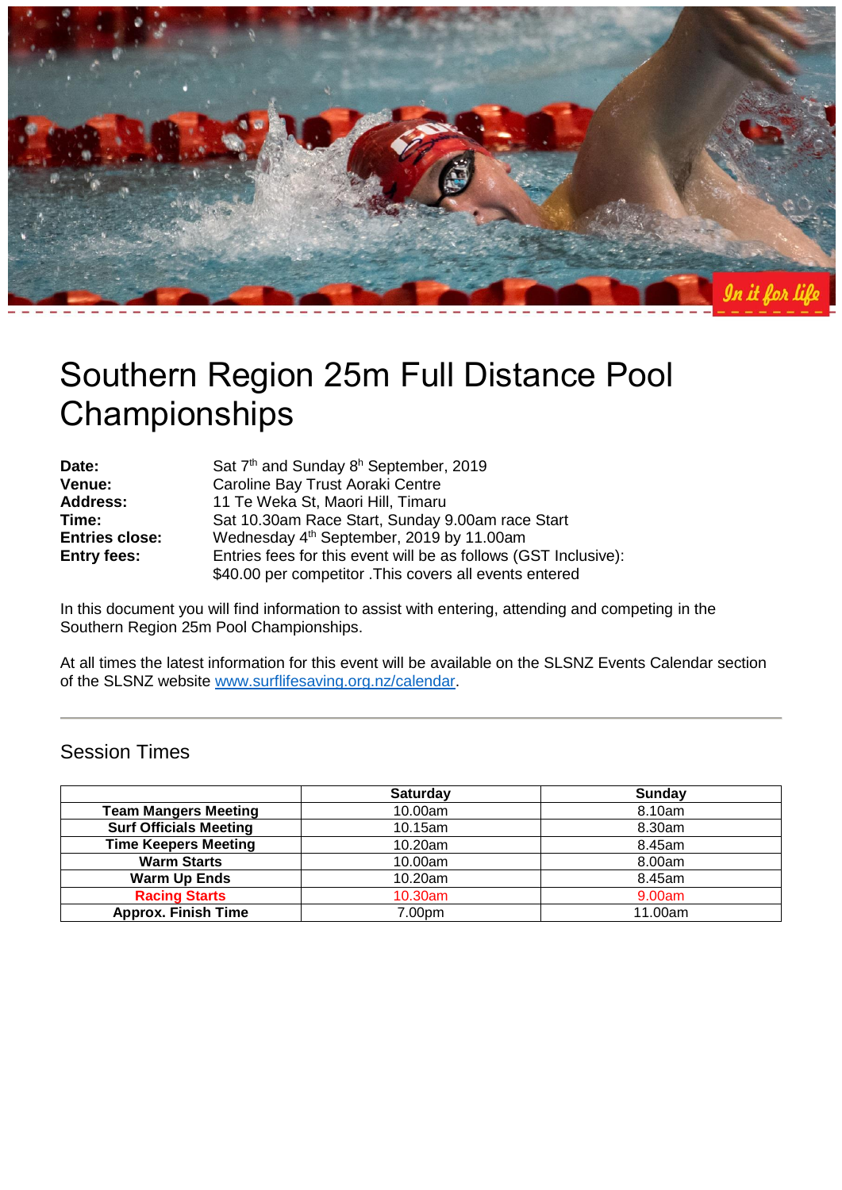// In it for life

# Southern Region 25m Full Distance Pool Championships

**Date:** Sat 7th and Sunday 8h September, 2019
**Venue:** Caroline Bay Trust Aoraki Centre
**Address:** 11 Te Weka St, Maori Hill, Timaru
**Time:** Sat 10.30am Race Start, Sunday 9.00am race Start
**Entries close:** Wednesday 4th September, 2019 by 11.00am
**Entry fees:** Entries fees for this event will be as follows (GST Inclusive): $40.00 per competitor .This covers all events entered

In this document you will find information to assist with entering, attending and competing in the Southern Region 25m Pool Championships.

At all times the latest information for this event will be available on the SLSNZ Events Calendar section of the SLSNZ website www.surflifesaving.org.nz/calendar.

---

## Session Times

| | Saturday | Sunday |
|---|---|---|
| **Team Mangers Meeting** | 10.00am | 8.10am |
| **Surf Officials Meeting** | 10.15am | 8.30am |
| **Time Keepers Meeting** | 10.20am | 8.45am |
| **Warm Starts** | 10.00am | 8.00am |
| **Warm Up Ends** | 10.20am | 8.45am |
| **Racing Starts** | 10.30am | 9.00am |
| **Approx. Finish Time** | 7.00pm | 11.00am |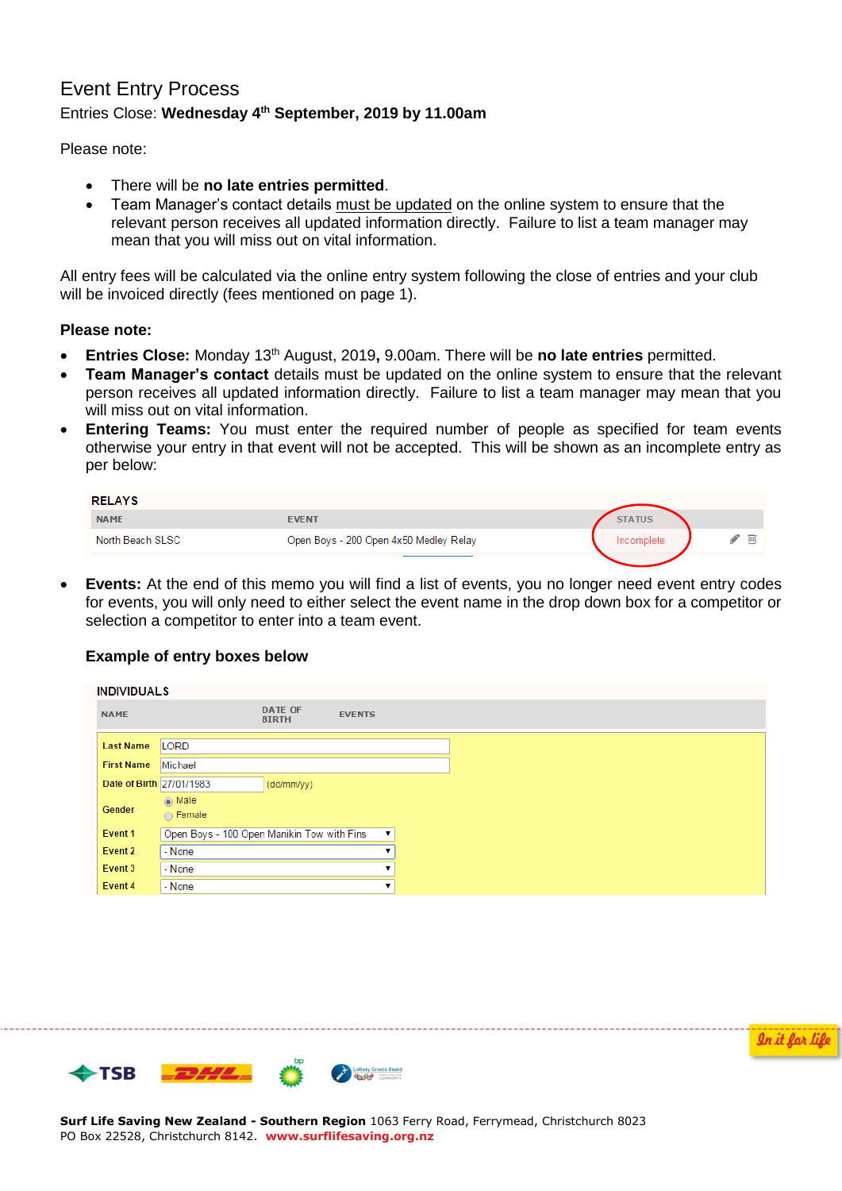# Event Entry Process

Entries Close: **Wednesday 4th September, 2019 by 11.00am**

Please note:

- There will be **no late entries permitted**.
- Team Manager's contact details must be updated on the online system to ensure that the relevant person receives all updated information directly. Failure to list a team manager may mean that you will miss out on vital information.

All entry fees will be calculated via the online entry system following the close of entries and your club will be invoiced directly (fees mentioned on page 1).

**Please note:**

- **Entries Close:** Monday 13th August, 2019**,** 9.00am. There will be **no late entries** permitted.
- **Team Manager's contact** details must be updated on the online system to ensure that the relevant person receives all updated information directly. Failure to list a team manager may mean that you will miss out on vital information.
- **Entering Teams:** You must enter the required number of people as specified for team events otherwise your entry in that event will not be accepted. This will be shown as an incomplete entry as per below:

RELAYS

| NAME | EVENT | STATUS |
|---|---|---|
| North Beach SLSC | Open Boys - 200 Open 4x50 Medley Relay | Incomplete |

- **Events:** At the end of this memo you will find a list of events, you no longer need event entry codes for events, you will only need to either select the event name in the drop down box for a competitor or selection a competitor to enter into a team event.

**Example of entry boxes below**

INDIVIDUALS

| NAME | DATE OF BIRTH | EVENTS |
|---|---|---|

| Field | Value |
|---|---|
| Last Name | LORD |
| First Name | Michael |
| Date of Birth | 27/01/1983 (dd/mm/yy) |
| Gender | Male / Female |
| Event 1 | Open Boys - 100 Open Manikin Tow with Fins |
| Event 2 | - None |
| Event 3 | - None |
| Event 4 | - None |

**Surf Life Saving New Zealand - Southern Region** 1063 Ferry Road, Ferrymead, Christchurch 8023
PO Box 22528, Christchurch 8142. **www.surflifesaving.org.nz**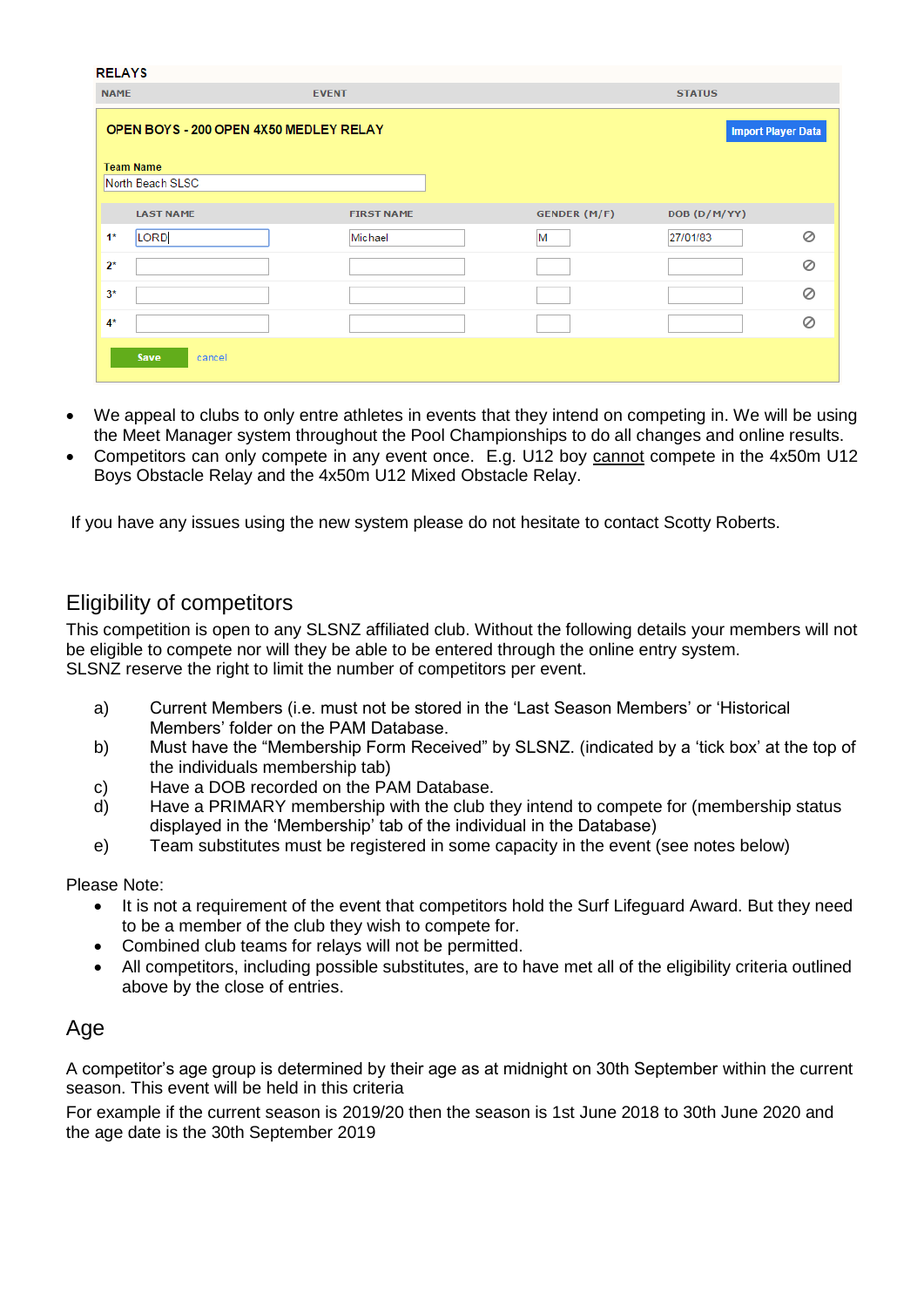**RELAYS**

| NAME | EVENT | STATUS |
|---|---|---|

**OPEN BOYS - 200 OPEN 4X50 MEDLEY RELAY** Import Player Data

Team Name: North Beach SLSC

| | LAST NAME | FIRST NAME | GENDER (M/F) | DOB (D/M/YY) | |
|---|---|---|---|---|---|
| 1* | LORD | Michael | M | 27/01/83 | ⊘ |
| 2* | | | | | ⊘ |
| 3* | | | | | ⊘ |
| 4* | | | | | ⊘ |

Save cancel

- We appeal to clubs to only entre athletes in events that they intend on competing in. We will be using the Meet Manager system throughout the Pool Championships to do all changes and online results.
- Competitors can only compete in any event once. E.g. U12 boy cannot compete in the 4x50m U12 Boys Obstacle Relay and the 4x50m U12 Mixed Obstacle Relay.

If you have any issues using the new system please do not hesitate to contact Scotty Roberts.

## Eligibility of competitors

This competition is open to any SLSNZ affiliated club. Without the following details your members will not be eligible to compete nor will they be able to be entered through the online entry system.
SLSNZ reserve the right to limit the number of competitors per event.

a) Current Members (i.e. must not be stored in the 'Last Season Members' or 'Historical Members' folder on the PAM Database.
b) Must have the "Membership Form Received" by SLSNZ. (indicated by a 'tick box' at the top of the individuals membership tab)
c) Have a DOB recorded on the PAM Database.
d) Have a PRIMARY membership with the club they intend to compete for (membership status displayed in the 'Membership' tab of the individual in the Database)
e) Team substitutes must be registered in some capacity in the event (see notes below)

Please Note:

- It is not a requirement of the event that competitors hold the Surf Lifeguard Award. But they need to be a member of the club they wish to compete for.
- Combined club teams for relays will not be permitted.
- All competitors, including possible substitutes, are to have met all of the eligibility criteria outlined above by the close of entries.

## Age

A competitor's age group is determined by their age as at midnight on 30th September within the current season. This event will be held in this criteria

For example if the current season is 2019/20 then the season is 1st June 2018 to 30th June 2020 and the age date is the 30th September 2019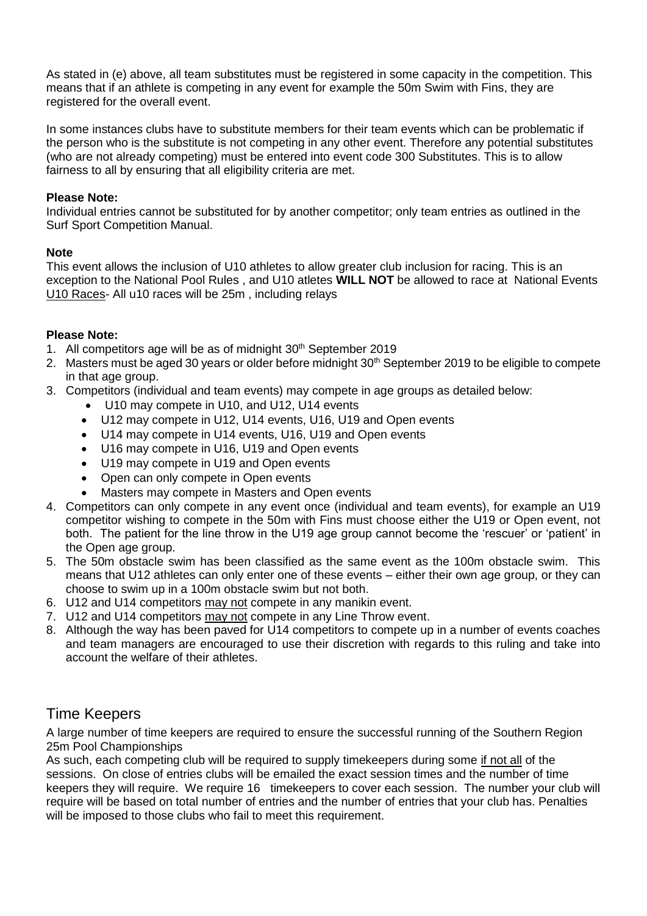As stated in (e) above, all team substitutes must be registered in some capacity in the competition. This means that if an athlete is competing in any event for example the 50m Swim with Fins, they are registered for the overall event.

In some instances clubs have to substitute members for their team events which can be problematic if the person who is the substitute is not competing in any other event. Therefore any potential substitutes (who are not already competing) must be entered into event code 300 Substitutes. This is to allow fairness to all by ensuring that all eligibility criteria are met.

**Please Note:**
Individual entries cannot be substituted for by another competitor; only team entries as outlined in the Surf Sport Competition Manual.

**Note**
This event allows the inclusion of U10 athletes to allow greater club inclusion for racing. This is an exception to the National Pool Rules , and U10 atletes **WILL NOT** be allowed to race at National Events
U10 Races- All u10 races will be 25m , including relays

**Please Note:**

1. All competitors age will be as of midnight 30th September 2019
2. Masters must be aged 30 years or older before midnight 30th September 2019 to be eligible to compete in that age group.
3. Competitors (individual and team events) may compete in age groups as detailed below:
   - U10 may compete in U10, and U12, U14 events
   - U12 may compete in U12, U14 events, U16, U19 and Open events
   - U14 may compete in U14 events, U16, U19 and Open events
   - U16 may compete in U16, U19 and Open events
   - U19 may compete in U19 and Open events
   - Open can only compete in Open events
   - Masters may compete in Masters and Open events
4. Competitors can only compete in any event once (individual and team events), for example an U19 competitor wishing to compete in the 50m with Fins must choose either the U19 or Open event, not both. The patient for the line throw in the U19 age group cannot become the 'rescuer' or 'patient' in the Open age group.
5. The 50m obstacle swim has been classified as the same event as the 100m obstacle swim. This means that U12 athletes can only enter one of these events – either their own age group, or they can choose to swim up in a 100m obstacle swim but not both.
6. U12 and U14 competitors may not compete in any manikin event.
7. U12 and U14 competitors may not compete in any Line Throw event.
8. Although the way has been paved for U14 competitors to compete up in a number of events coaches and team managers are encouraged to use their discretion with regards to this ruling and take into account the welfare of their athletes.

## Time Keepers

A large number of time keepers are required to ensure the successful running of the Southern Region 25m Pool Championships

As such, each competing club will be required to supply timekeepers during some if not all of the sessions. On close of entries clubs will be emailed the exact session times and the number of time keepers they will require. We require 16 timekeepers to cover each session. The number your club will require will be based on total number of entries and the number of entries that your club has. Penalties will be imposed to those clubs who fail to meet this requirement.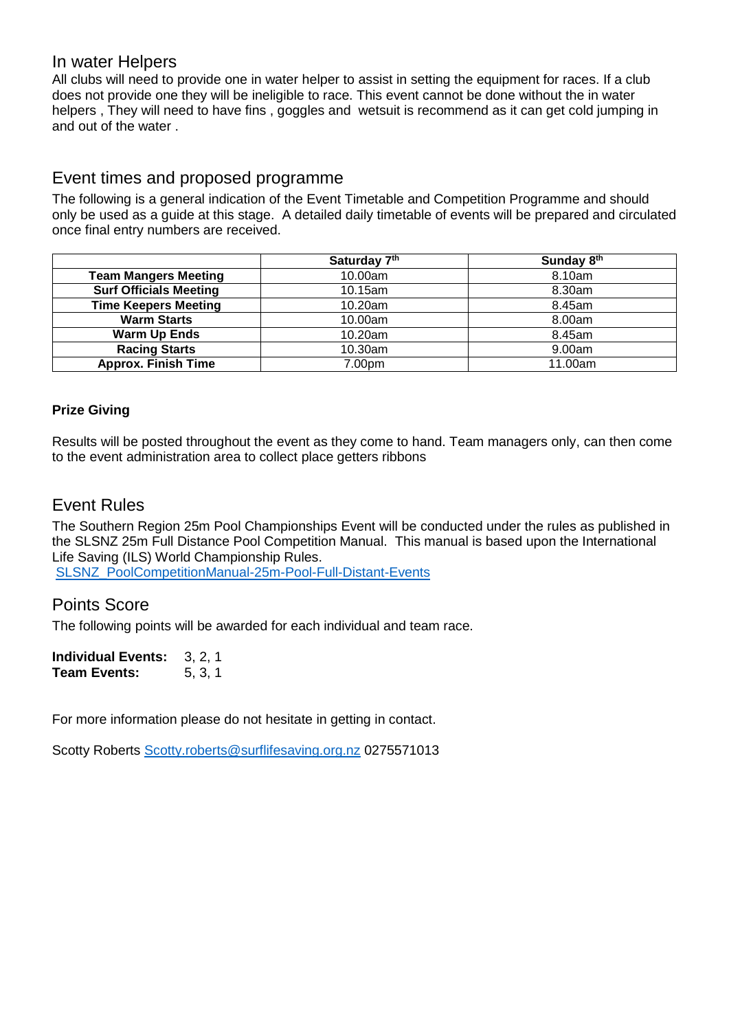## In water Helpers

All clubs will need to provide one in water helper to assist in setting the equipment for races. If a club does not provide one they will be ineligible to race. This event cannot be done without the in water helpers , They will need to have fins , goggles and wetsuit is recommend as it can get cold jumping in and out of the water .

## Event times and proposed programme

The following is a general indication of the Event Timetable and Competition Programme and should only be used as a guide at this stage. A detailed daily timetable of events will be prepared and circulated once final entry numbers are received.

| | Saturday 7th | Sunday 8th |
|---|---|---|
| **Team Mangers Meeting** | 10.00am | 8.10am |
| **Surf Officials Meeting** | 10.15am | 8.30am |
| **Time Keepers Meeting** | 10.20am | 8.45am |
| **Warm Starts** | 10.00am | 8.00am |
| **Warm Up Ends** | 10.20am | 8.45am |
| **Racing Starts** | 10.30am | 9.00am |
| **Approx. Finish Time** | 7.00pm | 11.00am |

**Prize Giving**

Results will be posted throughout the event as they come to hand. Team managers only, can then come to the event administration area to collect place getters ribbons

## Event Rules

The Southern Region 25m Pool Championships Event will be conducted under the rules as published in the SLSNZ 25m Full Distance Pool Competition Manual. This manual is based upon the International Life Saving (ILS) World Championship Rules.
SLSNZ_PoolCompetitionManual-25m-Pool-Full-Distant-Events

## Points Score

The following points will be awarded for each individual and team race.

**Individual Events:** 3, 2, 1
**Team Events:** 5, 3, 1

For more information please do not hesitate in getting in contact.

Scotty Roberts Scotty.roberts@surflifesaving.org.nz 0275571013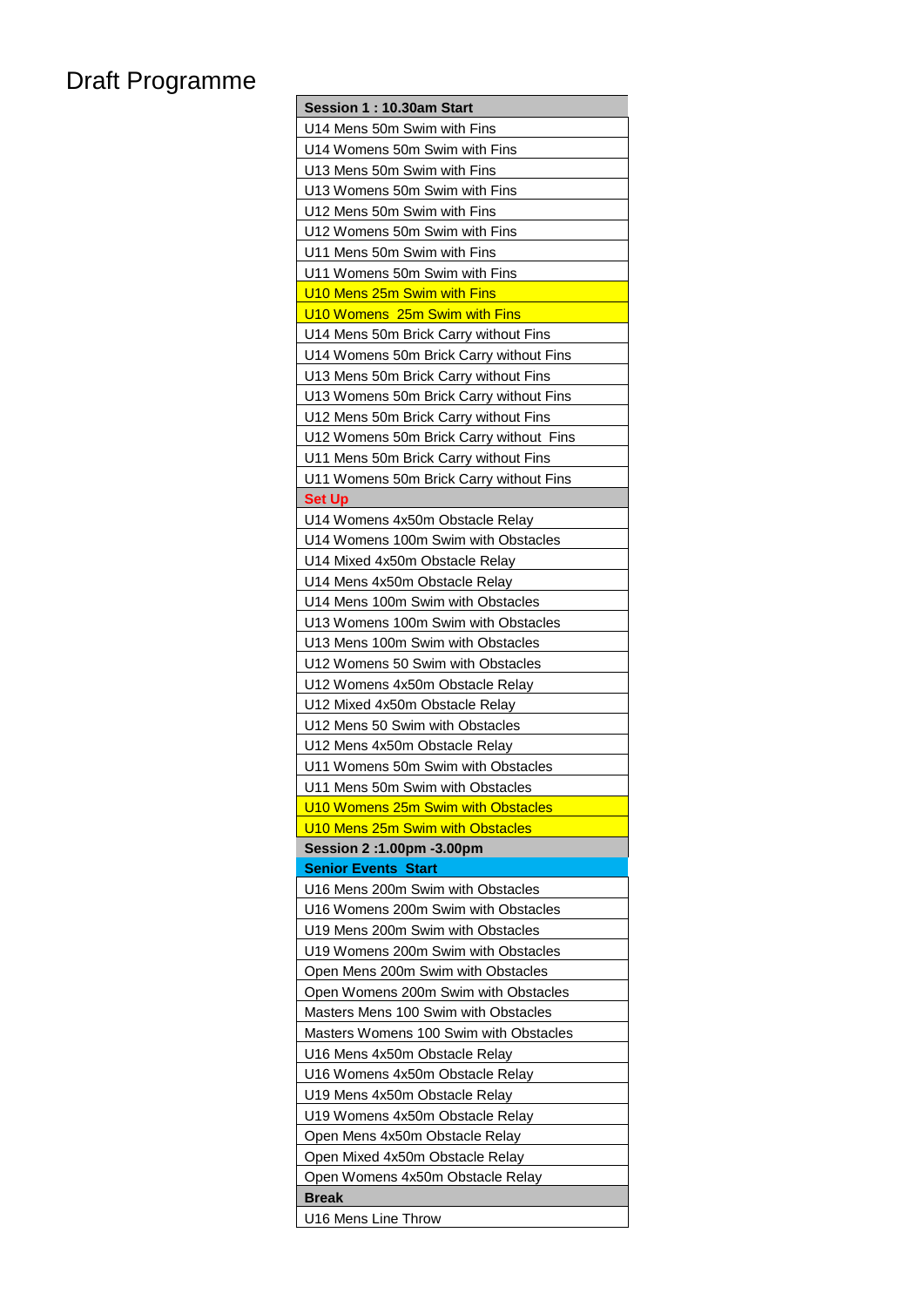# Draft Programme

| Session 1 : 10.30am Start |
|---|
| U14 Mens 50m Swim with Fins |
| U14 Womens 50m Swim with Fins |
| U13 Mens 50m Swim with Fins |
| U13 Womens 50m Swim with Fins |
| U12 Mens 50m Swim with Fins |
| U12 Womens 50m Swim with Fins |
| U11 Mens 50m Swim with Fins |
| U11 Womens 50m Swim with Fins |
| U10 Mens 25m Swim with Fins |
| U10 Womens 25m Swim with Fins |
| U14 Mens 50m Brick Carry without Fins |
| U14 Womens 50m Brick Carry without Fins |
| U13 Mens 50m Brick Carry without Fins |
| U13 Womens 50m Brick Carry without Fins |
| U12 Mens 50m Brick Carry without Fins |
| U12 Womens 50m Brick Carry without Fins |
| U11 Mens 50m Brick Carry without Fins |
| U11 Womens 50m Brick Carry without Fins |
| **Set Up** |
| U14 Womens 4x50m Obstacle Relay |
| U14 Womens 100m Swim with Obstacles |
| U14 Mixed 4x50m Obstacle Relay |
| U14 Mens 4x50m Obstacle Relay |
| U14 Mens 100m Swim with Obstacles |
| U13 Womens 100m Swim with Obstacles |
| U13 Mens 100m Swim with Obstacles |
| U12 Womens 50 Swim with Obstacles |
| U12 Womens 4x50m Obstacle Relay |
| U12 Mixed 4x50m Obstacle Relay |
| U12 Mens 50 Swim with Obstacles |
| U12 Mens 4x50m Obstacle Relay |
| U11 Womens 50m Swim with Obstacles |
| U11 Mens 50m Swim with Obstacles |
| U10 Womens 25m Swim with Obstacles |
| U10 Mens 25m Swim with Obstacles |
| **Session 2 :1.00pm -3.00pm** |
| **Senior Events Start** |
| U16 Mens 200m Swim with Obstacles |
| U16 Womens 200m Swim with Obstacles |
| U19 Mens 200m Swim with Obstacles |
| U19 Womens 200m Swim with Obstacles |
| Open Mens 200m Swim with Obstacles |
| Open Womens 200m Swim with Obstacles |
| Masters Mens 100 Swim with Obstacles |
| Masters Womens 100 Swim with Obstacles |
| U16 Mens 4x50m Obstacle Relay |
| U16 Womens 4x50m Obstacle Relay |
| U19 Mens 4x50m Obstacle Relay |
| U19 Womens 4x50m Obstacle Relay |
| Open Mens 4x50m Obstacle Relay |
| Open Mixed 4x50m Obstacle Relay |
| Open Womens 4x50m Obstacle Relay |
| **Break** |
| U16 Mens Line Throw |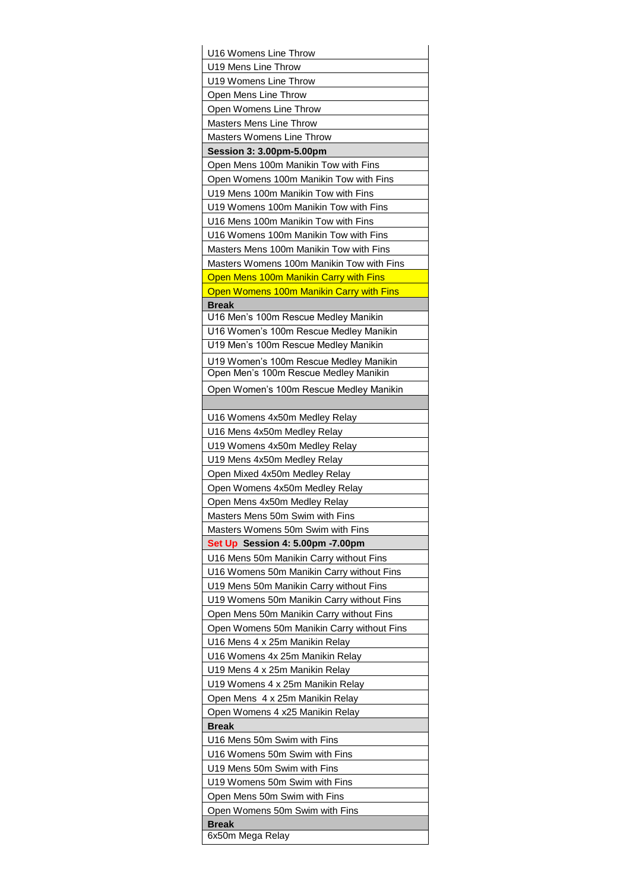| |
|---|
| U16 Womens Line Throw |
| U19 Mens Line Throw |
| U19 Womens Line Throw |
| Open Mens Line Throw |
| Open Womens Line Throw |
| Masters Mens Line Throw |
| Masters Womens Line Throw |
| **Session 3: 3.00pm-5.00pm** |
| Open Mens 100m Manikin Tow with Fins |
| Open Womens 100m Manikin Tow with Fins |
| U19 Mens 100m Manikin Tow with Fins |
| U19 Womens 100m Manikin Tow with Fins |
| U16 Mens 100m Manikin Tow with Fins |
| U16 Womens 100m Manikin Tow with Fins |
| Masters Mens 100m Manikin Tow with Fins |
| Masters Womens 100m Manikin Tow with Fins |
| Open Mens 100m Manikin Carry with Fins |
| Open Womens 100m Manikin Carry with Fins |
| **Break** |
| U16 Men's 100m Rescue Medley Manikin |
| U16 Women's 100m Rescue Medley Manikin |
| U19 Men's 100m Rescue Medley Manikin |
| U19 Women's 100m Rescue Medley Manikin |
| Open Men's 100m Rescue Medley Manikin |
| Open Women's 100m Rescue Medley Manikin |
| |
| U16 Womens 4x50m Medley Relay |
| U16 Mens 4x50m Medley Relay |
| U19 Womens 4x50m Medley Relay |
| U19 Mens 4x50m Medley Relay |
| Open Mixed 4x50m Medley Relay |
| Open Womens 4x50m Medley Relay |
| Open Mens 4x50m Medley Relay |
| Masters Mens 50m Swim with Fins |
| Masters Womens 50m Swim with Fins |
| Set Up **Session 4: 5.00pm -7.00pm** |
| U16 Mens 50m Manikin Carry without Fins |
| U16 Womens 50m Manikin Carry without Fins |
| U19 Mens 50m Manikin Carry without Fins |
| U19 Womens 50m Manikin Carry without Fins |
| Open Mens 50m Manikin Carry without Fins |
| Open Womens 50m Manikin Carry without Fins |
| U16 Mens 4 x 25m Manikin Relay |
| U16 Womens 4x 25m Manikin Relay |
| U19 Mens 4 x 25m Manikin Relay |
| U19 Womens 4 x 25m Manikin Relay |
| Open Mens 4 x 25m Manikin Relay |
| Open Womens 4 x25 Manikin Relay |
| **Break** |
| U16 Mens 50m Swim with Fins |
| U16 Womens 50m Swim with Fins |
| U19 Mens 50m Swim with Fins |
| U19 Womens 50m Swim with Fins |
| Open Mens 50m Swim with Fins |
| Open Womens 50m Swim with Fins |
| **Break** |
| 6x50m Mega Relay |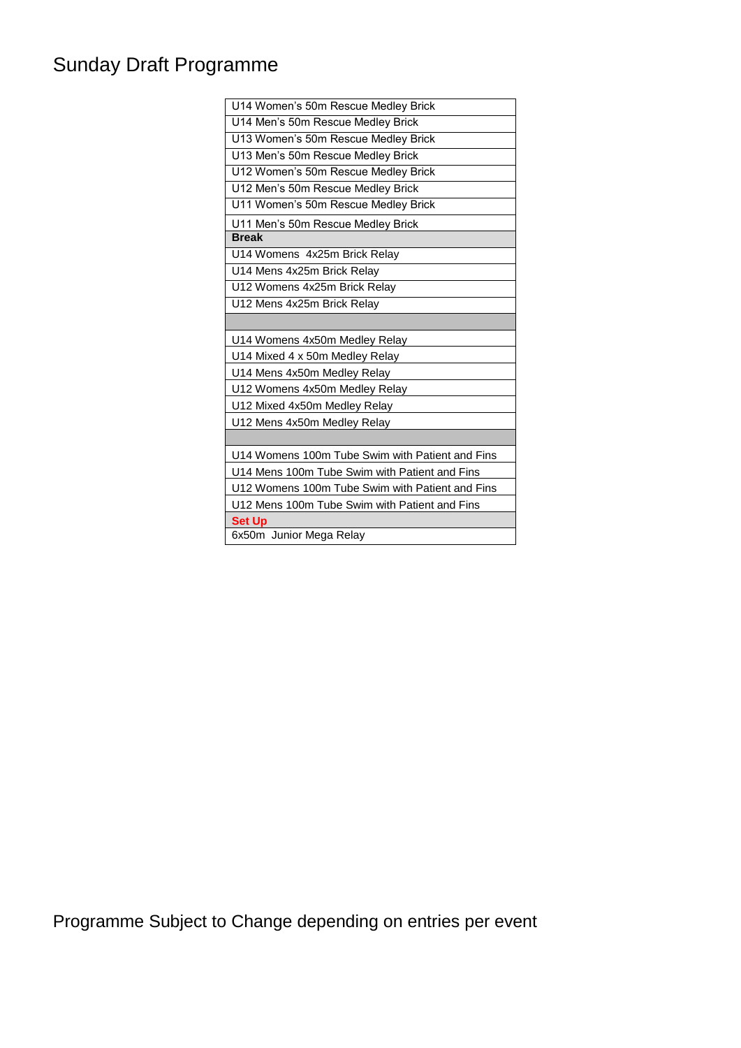# Sunday Draft Programme

| |
|---|
| U14 Women's 50m Rescue Medley Brick |
| U14 Men's 50m Rescue Medley Brick |
| U13 Women's 50m Rescue Medley Brick |
| U13 Men's 50m Rescue Medley Brick |
| U12 Women's 50m Rescue Medley Brick |
| U12 Men's 50m Rescue Medley Brick |
| U11 Women's 50m Rescue Medley Brick |
| U11 Men's 50m Rescue Medley Brick |
| **Break** |
| U14 Womens 4x25m Brick Relay |
| U14 Mens 4x25m Brick Relay |
| U12 Womens 4x25m Brick Relay |
| U12 Mens 4x25m Brick Relay |
| |
| U14 Womens 4x50m Medley Relay |
| U14 Mixed 4 x 50m Medley Relay |
| U14 Mens 4x50m Medley Relay |
| U12 Womens 4x50m Medley Relay |
| U12 Mixed 4x50m Medley Relay |
| U12 Mens 4x50m Medley Relay |
| |
| U14 Womens 100m Tube Swim with Patient and Fins |
| U14 Mens 100m Tube Swim with Patient and Fins |
| U12 Womens 100m Tube Swim with Patient and Fins |
| U12 Mens 100m Tube Swim with Patient and Fins |
| **Set Up** |
| 6x50m Junior Mega Relay |

Programme Subject to Change depending on entries per event